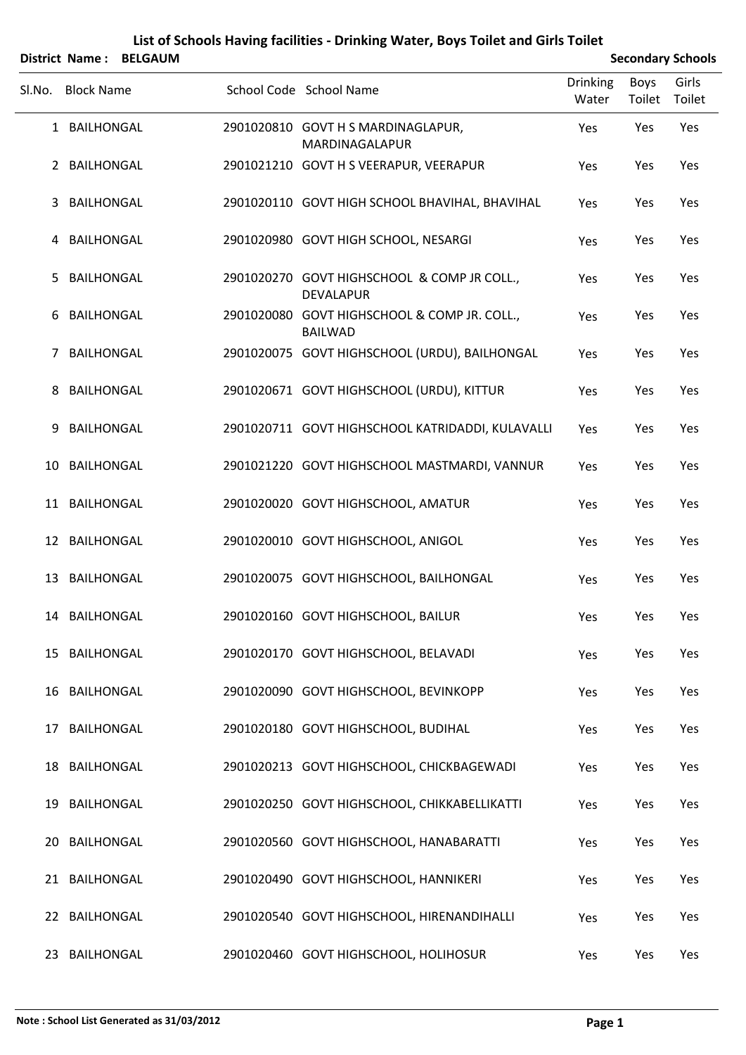# List of Schools Having facilities - Drinking Water, Boys Toilet and Girls Toilet

**District Name : BELGAUM** | **Secondary Schools**

| Sl.No. | Block Name | School Code | School Name | Drinking Water | Boys Toilet | Girls Toilet |
|---|---|---|---|---|---|---|
| 1 | BAILHONGAL | 2901020810 | GOVT H S MARDINAGLAPUR, MARDINAGALAPUR | Yes | Yes | Yes |
| 2 | BAILHONGAL | 2901021210 | GOVT H S VEERAPUR, VEERAPUR | Yes | Yes | Yes |
| 3 | BAILHONGAL | 2901020110 | GOVT HIGH SCHOOL BHAVIHAL, BHAVIHAL | Yes | Yes | Yes |
| 4 | BAILHONGAL | 2901020980 | GOVT HIGH SCHOOL, NESARGI | Yes | Yes | Yes |
| 5 | BAILHONGAL | 2901020270 | GOVT HIGHSCHOOL & COMP JR COLL., DEVALAPUR | Yes | Yes | Yes |
| 6 | BAILHONGAL | 2901020080 | GOVT HIGHSCHOOL & COMP JR. COLL., BAILWAD | Yes | Yes | Yes |
| 7 | BAILHONGAL | 2901020075 | GOVT HIGHSCHOOL (URDU), BAILHONGAL | Yes | Yes | Yes |
| 8 | BAILHONGAL | 2901020671 | GOVT HIGHSCHOOL (URDU), KITTUR | Yes | Yes | Yes |
| 9 | BAILHONGAL | 2901020711 | GOVT HIGHSCHOOL KATRIDADDI, KULAVALLI | Yes | Yes | Yes |
| 10 | BAILHONGAL | 2901021220 | GOVT HIGHSCHOOL MASTMARDI, VANNUR | Yes | Yes | Yes |
| 11 | BAILHONGAL | 2901020020 | GOVT HIGHSCHOOL, AMATUR | Yes | Yes | Yes |
| 12 | BAILHONGAL | 2901020010 | GOVT HIGHSCHOOL, ANIGOL | Yes | Yes | Yes |
| 13 | BAILHONGAL | 2901020075 | GOVT HIGHSCHOOL, BAILHONGAL | Yes | Yes | Yes |
| 14 | BAILHONGAL | 2901020160 | GOVT HIGHSCHOOL, BAILUR | Yes | Yes | Yes |
| 15 | BAILHONGAL | 2901020170 | GOVT HIGHSCHOOL, BELAVADI | Yes | Yes | Yes |
| 16 | BAILHONGAL | 2901020090 | GOVT HIGHSCHOOL, BEVINKOPP | Yes | Yes | Yes |
| 17 | BAILHONGAL | 2901020180 | GOVT HIGHSCHOOL, BUDIHAL | Yes | Yes | Yes |
| 18 | BAILHONGAL | 2901020213 | GOVT HIGHSCHOOL, CHICKBAGEWADI | Yes | Yes | Yes |
| 19 | BAILHONGAL | 2901020250 | GOVT HIGHSCHOOL, CHIKKABELLIKATTI | Yes | Yes | Yes |
| 20 | BAILHONGAL | 2901020560 | GOVT HIGHSCHOOL, HANABARATTI | Yes | Yes | Yes |
| 21 | BAILHONGAL | 2901020490 | GOVT HIGHSCHOOL, HANNIKERI | Yes | Yes | Yes |
| 22 | BAILHONGAL | 2901020540 | GOVT HIGHSCHOOL, HIRENANDIHALLI | Yes | Yes | Yes |
| 23 | BAILHONGAL | 2901020460 | GOVT HIGHSCHOOL, HOLIHOSUR | Yes | Yes | Yes |

**Note : School List Generated as 31/03/2012**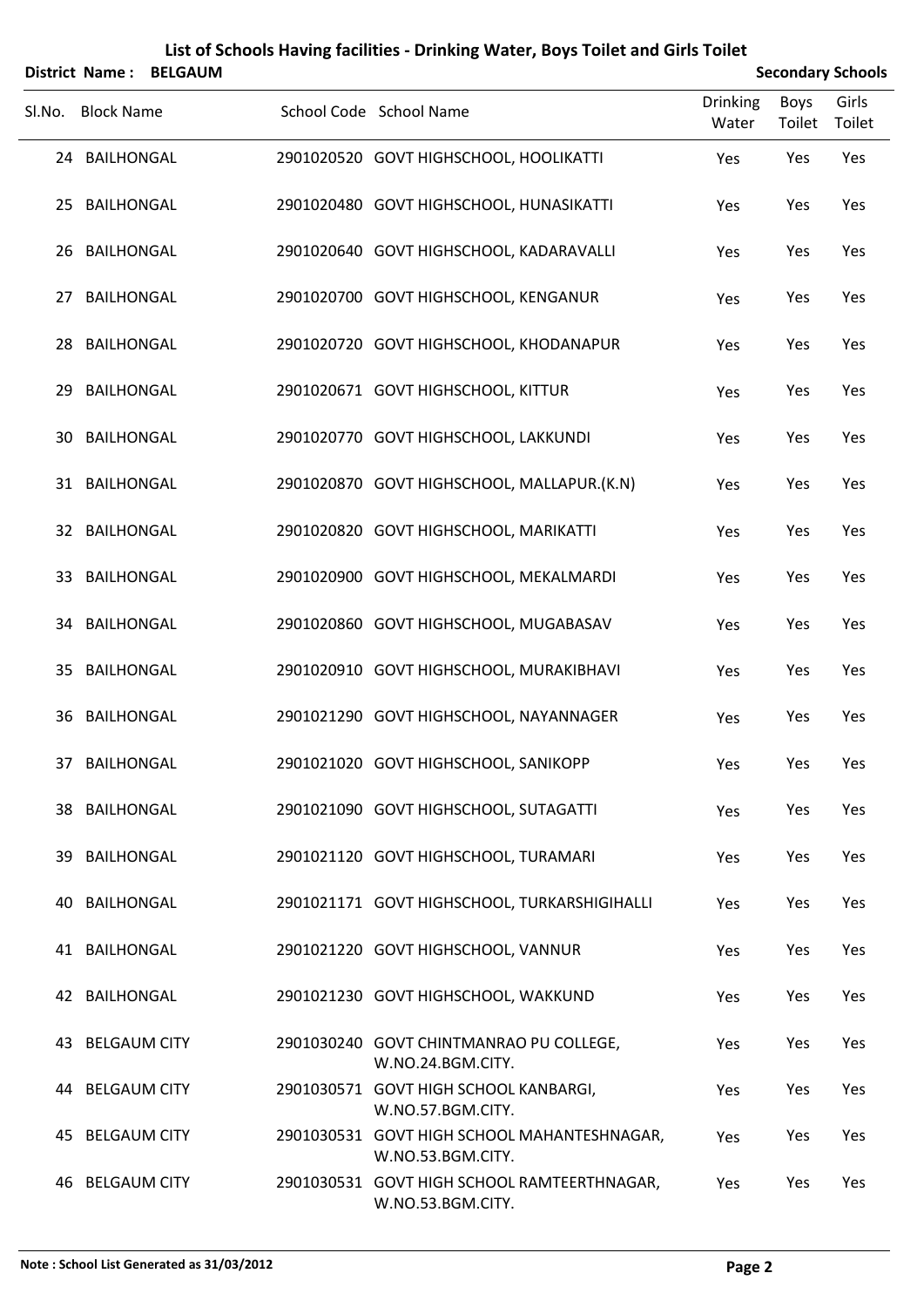# List of Schools Having facilities - Drinking Water, Boys Toilet and Girls Toilet

**District Name : BELGAUM** | **Secondary Schools**

| Sl.No. | Block Name | School Code | School Name | Drinking Water | Boys Toilet | Girls Toilet |
|---|---|---|---|---|---|---|
| 24 | BAILHONGAL | 2901020520 | GOVT HIGHSCHOOL, HOOLIKATTI | Yes | Yes | Yes |
| 25 | BAILHONGAL | 2901020480 | GOVT HIGHSCHOOL, HUNASIKATTI | Yes | Yes | Yes |
| 26 | BAILHONGAL | 2901020640 | GOVT HIGHSCHOOL, KADARAVALLI | Yes | Yes | Yes |
| 27 | BAILHONGAL | 2901020700 | GOVT HIGHSCHOOL, KENGANUR | Yes | Yes | Yes |
| 28 | BAILHONGAL | 2901020720 | GOVT HIGHSCHOOL, KHODANAPUR | Yes | Yes | Yes |
| 29 | BAILHONGAL | 2901020671 | GOVT HIGHSCHOOL, KITTUR | Yes | Yes | Yes |
| 30 | BAILHONGAL | 2901020770 | GOVT HIGHSCHOOL, LAKKUNDI | Yes | Yes | Yes |
| 31 | BAILHONGAL | 2901020870 | GOVT HIGHSCHOOL, MALLAPUR.(K.N) | Yes | Yes | Yes |
| 32 | BAILHONGAL | 2901020820 | GOVT HIGHSCHOOL, MARIKATTI | Yes | Yes | Yes |
| 33 | BAILHONGAL | 2901020900 | GOVT HIGHSCHOOL, MEKALMARDI | Yes | Yes | Yes |
| 34 | BAILHONGAL | 2901020860 | GOVT HIGHSCHOOL, MUGABASAV | Yes | Yes | Yes |
| 35 | BAILHONGAL | 2901020910 | GOVT HIGHSCHOOL, MURAKIBHAVI | Yes | Yes | Yes |
| 36 | BAILHONGAL | 2901021290 | GOVT HIGHSCHOOL, NAYANNAGER | Yes | Yes | Yes |
| 37 | BAILHONGAL | 2901021020 | GOVT HIGHSCHOOL, SANIKOPP | Yes | Yes | Yes |
| 38 | BAILHONGAL | 2901021090 | GOVT HIGHSCHOOL, SUTAGATTI | Yes | Yes | Yes |
| 39 | BAILHONGAL | 2901021120 | GOVT HIGHSCHOOL, TURAMARI | Yes | Yes | Yes |
| 40 | BAILHONGAL | 2901021171 | GOVT HIGHSCHOOL, TURKARSHIGIHALLI | Yes | Yes | Yes |
| 41 | BAILHONGAL | 2901021220 | GOVT HIGHSCHOOL, VANNUR | Yes | Yes | Yes |
| 42 | BAILHONGAL | 2901021230 | GOVT HIGHSCHOOL, WAKKUND | Yes | Yes | Yes |
| 43 | BELGAUM CITY | 2901030240 | GOVT CHINTMANRAO PU COLLEGE, W.NO.24.BGM.CITY. | Yes | Yes | Yes |
| 44 | BELGAUM CITY | 2901030571 | GOVT HIGH SCHOOL KANBARGI, W.NO.57.BGM.CITY. | Yes | Yes | Yes |
| 45 | BELGAUM CITY | 2901030531 | GOVT HIGH SCHOOL MAHANTESHNAGAR, W.NO.53.BGM.CITY. | Yes | Yes | Yes |
| 46 | BELGAUM CITY | 2901030531 | GOVT HIGH SCHOOL RAMTEERTHNAGAR, W.NO.53.BGM.CITY. | Yes | Yes | Yes |

**Note : School List Generated as 31/03/2012**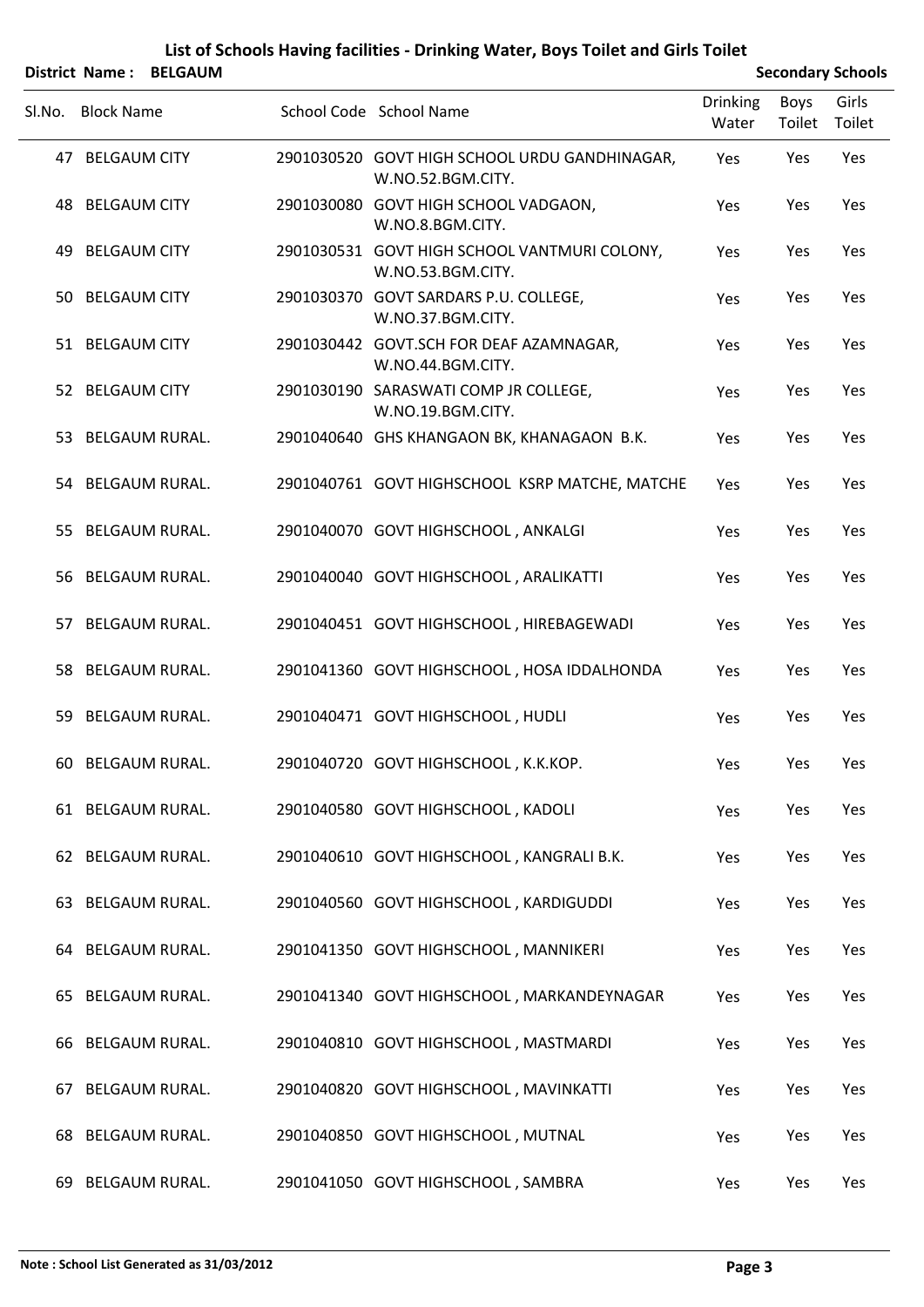## List of Schools Having facilities - Drinking Water, Boys Toilet and Girls Toilet

**District Name : BELGAUM** **Secondary Schools**

| Sl.No. | Block Name | School Code | School Name | Drinking Water | Boys Toilet | Girls Toilet |
|---|---|---|---|---|---|---|
| 47 | BELGAUM CITY | 2901030520 | GOVT HIGH SCHOOL URDU GANDHINAGAR, W.NO.52.BGM.CITY. | Yes | Yes | Yes |
| 48 | BELGAUM CITY | 2901030080 | GOVT HIGH SCHOOL VADGAON, W.NO.8.BGM.CITY. | Yes | Yes | Yes |
| 49 | BELGAUM CITY | 2901030531 | GOVT HIGH SCHOOL VANTMURI COLONY, W.NO.53.BGM.CITY. | Yes | Yes | Yes |
| 50 | BELGAUM CITY | 2901030370 | GOVT SARDARS P.U. COLLEGE, W.NO.37.BGM.CITY. | Yes | Yes | Yes |
| 51 | BELGAUM CITY | 2901030442 | GOVT.SCH FOR DEAF AZAMNAGAR, W.NO.44.BGM.CITY. | Yes | Yes | Yes |
| 52 | BELGAUM CITY | 2901030190 | SARASWATI COMP JR COLLEGE, W.NO.19.BGM.CITY. | Yes | Yes | Yes |
| 53 | BELGAUM RURAL. | 2901040640 | GHS KHANGAON BK, KHANAGAON B.K. | Yes | Yes | Yes |
| 54 | BELGAUM RURAL. | 2901040761 | GOVT HIGHSCHOOL KSRP MATCHE, MATCHE | Yes | Yes | Yes |
| 55 | BELGAUM RURAL. | 2901040070 | GOVT HIGHSCHOOL , ANKALGI | Yes | Yes | Yes |
| 56 | BELGAUM RURAL. | 2901040040 | GOVT HIGHSCHOOL , ARALIKATTI | Yes | Yes | Yes |
| 57 | BELGAUM RURAL. | 2901040451 | GOVT HIGHSCHOOL , HIREBAGEWADI | Yes | Yes | Yes |
| 58 | BELGAUM RURAL. | 2901041360 | GOVT HIGHSCHOOL , HOSA IDDALHONDA | Yes | Yes | Yes |
| 59 | BELGAUM RURAL. | 2901040471 | GOVT HIGHSCHOOL , HUDLI | Yes | Yes | Yes |
| 60 | BELGAUM RURAL. | 2901040720 | GOVT HIGHSCHOOL , K.K.KOP. | Yes | Yes | Yes |
| 61 | BELGAUM RURAL. | 2901040580 | GOVT HIGHSCHOOL , KADOLI | Yes | Yes | Yes |
| 62 | BELGAUM RURAL. | 2901040610 | GOVT HIGHSCHOOL , KANGRALI B.K. | Yes | Yes | Yes |
| 63 | BELGAUM RURAL. | 2901040560 | GOVT HIGHSCHOOL , KARDIGUDDI | Yes | Yes | Yes |
| 64 | BELGAUM RURAL. | 2901041350 | GOVT HIGHSCHOOL , MANNIKERI | Yes | Yes | Yes |
| 65 | BELGAUM RURAL. | 2901041340 | GOVT HIGHSCHOOL , MARKANDEYNAGAR | Yes | Yes | Yes |
| 66 | BELGAUM RURAL. | 2901040810 | GOVT HIGHSCHOOL , MASTMARDI | Yes | Yes | Yes |
| 67 | BELGAUM RURAL. | 2901040820 | GOVT HIGHSCHOOL , MAVINKATTI | Yes | Yes | Yes |
| 68 | BELGAUM RURAL. | 2901040850 | GOVT HIGHSCHOOL , MUTNAL | Yes | Yes | Yes |
| 69 | BELGAUM RURAL. | 2901041050 | GOVT HIGHSCHOOL , SAMBRA | Yes | Yes | Yes |

**Note : School List Generated as 31/03/2012**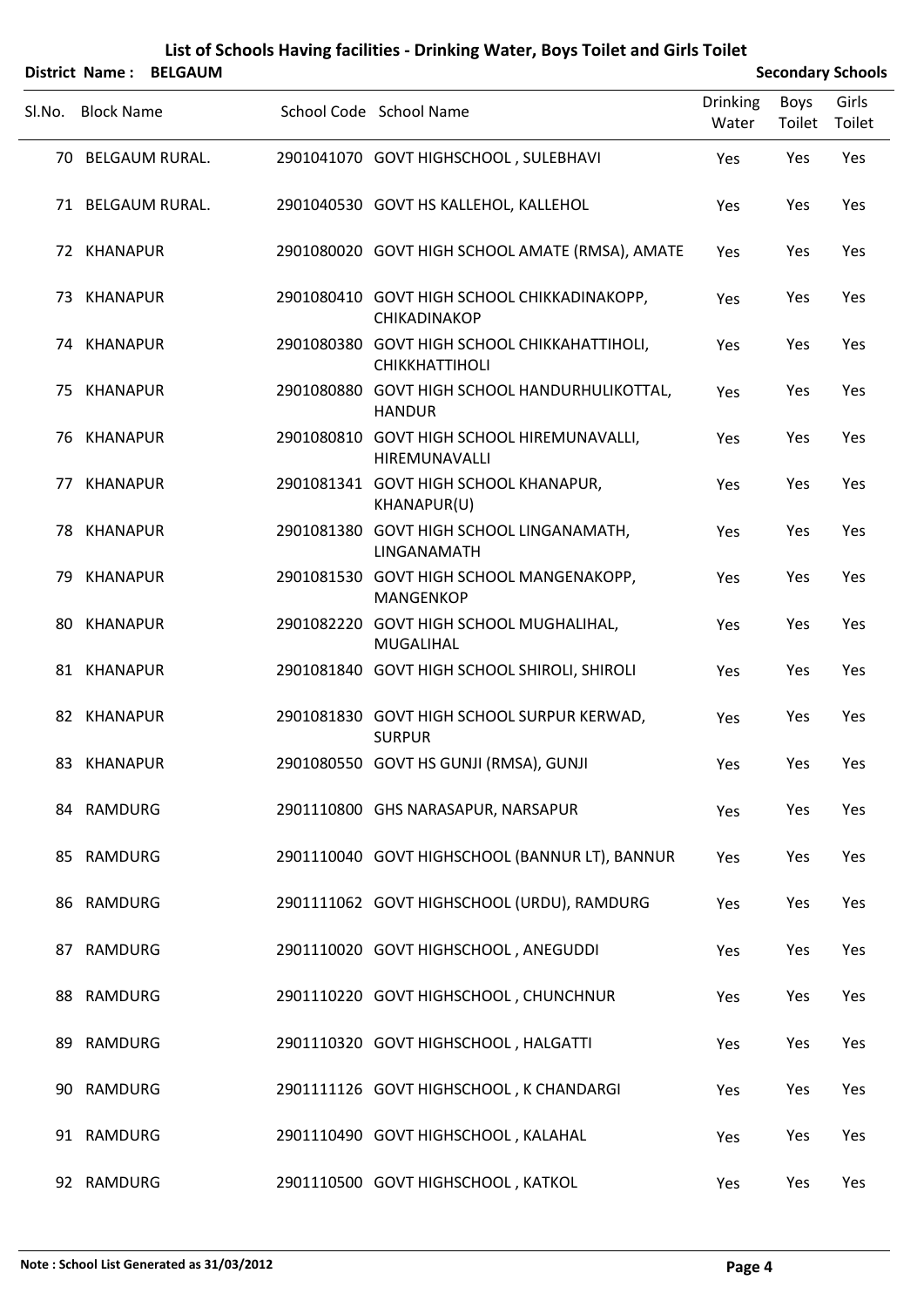# List of Schools Having facilities - Drinking Water, Boys Toilet and Girls Toilet

**District Name : BELGAUM** **Secondary Schools**

| Sl.No. | Block Name | School Code | School Name | Drinking Water | Boys Toilet | Girls Toilet |
|---|---|---|---|---|---|---|
| 70 | BELGAUM RURAL. | 2901041070 | GOVT HIGHSCHOOL , SULEBHAVI | Yes | Yes | Yes |
| 71 | BELGAUM RURAL. | 2901040530 | GOVT HS KALLEHOL, KALLEHOL | Yes | Yes | Yes |
| 72 | KHANAPUR | 2901080020 | GOVT HIGH SCHOOL AMATE (RMSA), AMATE | Yes | Yes | Yes |
| 73 | KHANAPUR | 2901080410 | GOVT HIGH SCHOOL CHIKKADINAKOPP, CHIKADINAKOP | Yes | Yes | Yes |
| 74 | KHANAPUR | 2901080380 | GOVT HIGH SCHOOL CHIKKAHATTIHOLI, CHIKKHATTIHOLI | Yes | Yes | Yes |
| 75 | KHANAPUR | 2901080880 | GOVT HIGH SCHOOL HANDURHULIKOTTAL, HANDUR | Yes | Yes | Yes |
| 76 | KHANAPUR | 2901080810 | GOVT HIGH SCHOOL HIREMUNAVALLI, HIREMUNAVALLI | Yes | Yes | Yes |
| 77 | KHANAPUR | 2901081341 | GOVT HIGH SCHOOL KHANAPUR, KHANAPUR(U) | Yes | Yes | Yes |
| 78 | KHANAPUR | 2901081380 | GOVT HIGH SCHOOL LINGANAMATH, LINGANAMATH | Yes | Yes | Yes |
| 79 | KHANAPUR | 2901081530 | GOVT HIGH SCHOOL MANGENAKOPP, MANGENKOP | Yes | Yes | Yes |
| 80 | KHANAPUR | 2901082220 | GOVT HIGH SCHOOL MUGHALIHAL, MUGALIHAL | Yes | Yes | Yes |
| 81 | KHANAPUR | 2901081840 | GOVT HIGH SCHOOL SHIROLI, SHIROLI | Yes | Yes | Yes |
| 82 | KHANAPUR | 2901081830 | GOVT HIGH SCHOOL SURPUR KERWAD, SURPUR | Yes | Yes | Yes |
| 83 | KHANAPUR | 2901080550 | GOVT HS GUNJI (RMSA), GUNJI | Yes | Yes | Yes |
| 84 | RAMDURG | 2901110800 | GHS NARASAPUR, NARSAPUR | Yes | Yes | Yes |
| 85 | RAMDURG | 2901110040 | GOVT HIGHSCHOOL (BANNUR LT), BANNUR | Yes | Yes | Yes |
| 86 | RAMDURG | 2901111062 | GOVT HIGHSCHOOL (URDU), RAMDURG | Yes | Yes | Yes |
| 87 | RAMDURG | 2901110020 | GOVT HIGHSCHOOL , ANEGUDDI | Yes | Yes | Yes |
| 88 | RAMDURG | 2901110220 | GOVT HIGHSCHOOL , CHUNCHNUR | Yes | Yes | Yes |
| 89 | RAMDURG | 2901110320 | GOVT HIGHSCHOOL , HALGATTI | Yes | Yes | Yes |
| 90 | RAMDURG | 2901111126 | GOVT HIGHSCHOOL , K CHANDARGI | Yes | Yes | Yes |
| 91 | RAMDURG | 2901110490 | GOVT HIGHSCHOOL , KALAHAL | Yes | Yes | Yes |
| 92 | RAMDURG | 2901110500 | GOVT HIGHSCHOOL , KATKOL | Yes | Yes | Yes |

**Note : School List Generated as 31/03/2012**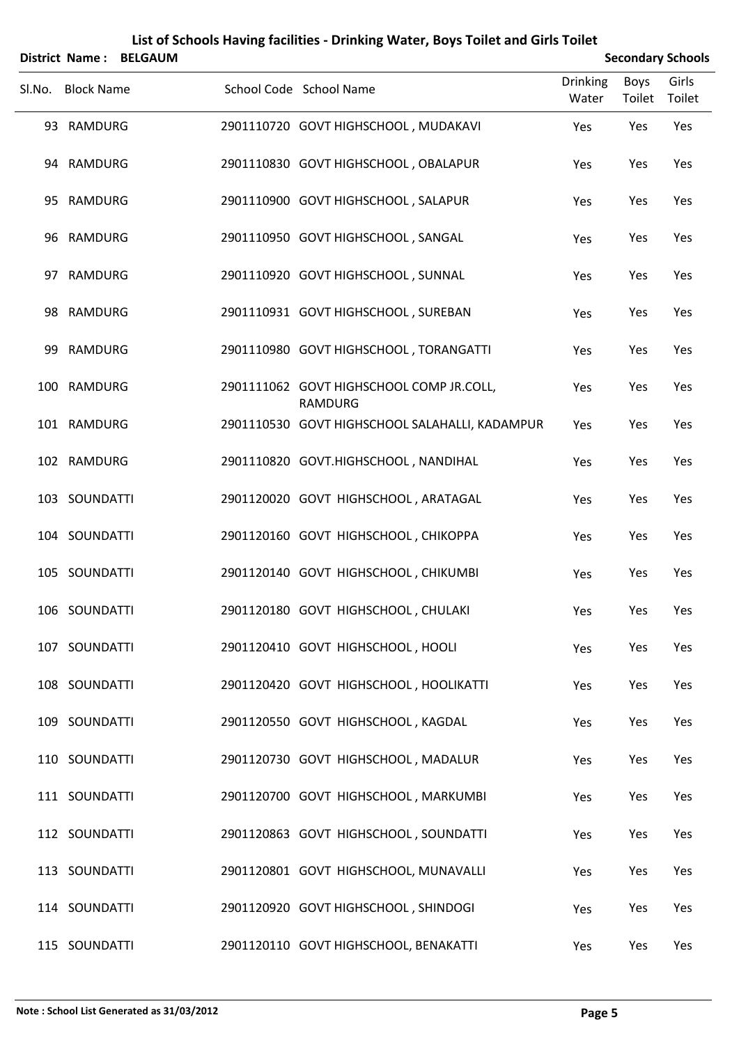# List of Schools Having facilities - Drinking Water, Boys Toilet and Girls Toilet

**District Name : BELGAUM** **Secondary Schools**

| Sl.No. | Block Name | School Code | School Name | Drinking Water | Boys Toilet | Girls Toilet |
|---|---|---|---|---|---|---|
| 93 | RAMDURG | 2901110720 | GOVT HIGHSCHOOL , MUDAKAVI | Yes | Yes | Yes |
| 94 | RAMDURG | 2901110830 | GOVT HIGHSCHOOL , OBALAPUR | Yes | Yes | Yes |
| 95 | RAMDURG | 2901110900 | GOVT HIGHSCHOOL , SALAPUR | Yes | Yes | Yes |
| 96 | RAMDURG | 2901110950 | GOVT HIGHSCHOOL , SANGAL | Yes | Yes | Yes |
| 97 | RAMDURG | 2901110920 | GOVT HIGHSCHOOL , SUNNAL | Yes | Yes | Yes |
| 98 | RAMDURG | 2901110931 | GOVT HIGHSCHOOL , SUREBAN | Yes | Yes | Yes |
| 99 | RAMDURG | 2901110980 | GOVT HIGHSCHOOL , TORANGATTI | Yes | Yes | Yes |
| 100 | RAMDURG | 2901111062 | GOVT HIGHSCHOOL COMP JR.COLL, RAMDURG | Yes | Yes | Yes |
| 101 | RAMDURG | 2901110530 | GOVT HIGHSCHOOL SALAHALLI, KADAMPUR | Yes | Yes | Yes |
| 102 | RAMDURG | 2901110820 | GOVT.HIGHSCHOOL , NANDIHAL | Yes | Yes | Yes |
| 103 | SOUNDATTI | 2901120020 | GOVT HIGHSCHOOL , ARATAGAL | Yes | Yes | Yes |
| 104 | SOUNDATTI | 2901120160 | GOVT HIGHSCHOOL , CHIKOPPA | Yes | Yes | Yes |
| 105 | SOUNDATTI | 2901120140 | GOVT HIGHSCHOOL , CHIKUMBI | Yes | Yes | Yes |
| 106 | SOUNDATTI | 2901120180 | GOVT HIGHSCHOOL , CHULAKI | Yes | Yes | Yes |
| 107 | SOUNDATTI | 2901120410 | GOVT HIGHSCHOOL , HOOLI | Yes | Yes | Yes |
| 108 | SOUNDATTI | 2901120420 | GOVT HIGHSCHOOL , HOOLIKATTI | Yes | Yes | Yes |
| 109 | SOUNDATTI | 2901120550 | GOVT HIGHSCHOOL , KAGDAL | Yes | Yes | Yes |
| 110 | SOUNDATTI | 2901120730 | GOVT HIGHSCHOOL , MADALUR | Yes | Yes | Yes |
| 111 | SOUNDATTI | 2901120700 | GOVT HIGHSCHOOL , MARKUMBI | Yes | Yes | Yes |
| 112 | SOUNDATTI | 2901120863 | GOVT HIGHSCHOOL , SOUNDATTI | Yes | Yes | Yes |
| 113 | SOUNDATTI | 2901120801 | GOVT HIGHSCHOOL, MUNAVALLI | Yes | Yes | Yes |
| 114 | SOUNDATTI | 2901120920 | GOVT HIGHSCHOOL , SHINDOGI | Yes | Yes | Yes |
| 115 | SOUNDATTI | 2901120110 | GOVT HIGHSCHOOL, BENAKATTI | Yes | Yes | Yes |

**Note : School List Generated as 31/03/2012**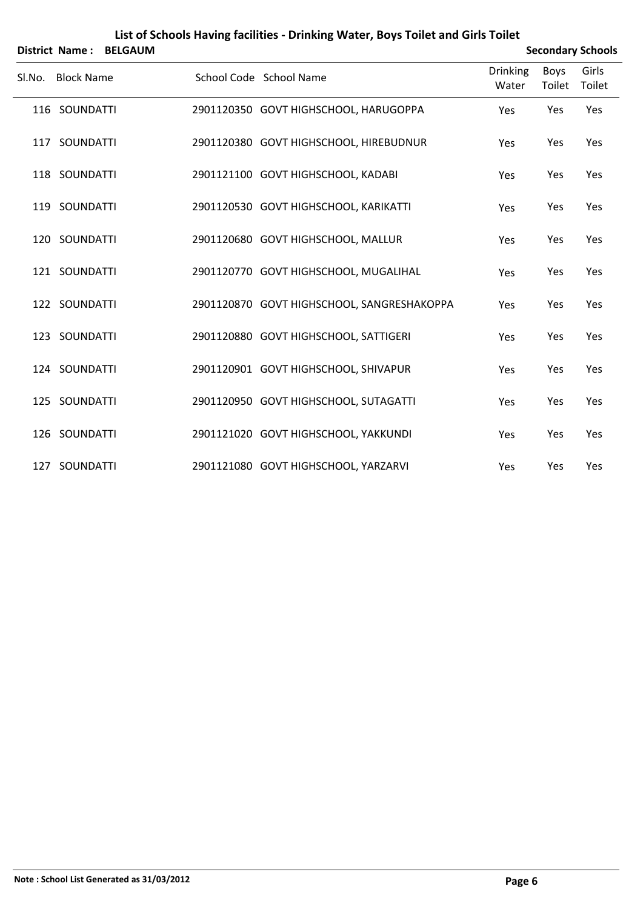# List of Schools Having facilities - Drinking Water, Boys Toilet and Girls Toilet

**District Name : BELGAUM** **Secondary Schools**

| Sl.No. | Block Name | School Code | School Name | Drinking Water | Boys Toilet | Girls Toilet |
|---|---|---|---|---|---|---|
| 116 | SOUNDATTI | 2901120350 | GOVT HIGHSCHOOL, HARUGOPPA | Yes | Yes | Yes |
| 117 | SOUNDATTI | 2901120380 | GOVT HIGHSCHOOL, HIREBUDNUR | Yes | Yes | Yes |
| 118 | SOUNDATTI | 2901121100 | GOVT HIGHSCHOOL, KADABI | Yes | Yes | Yes |
| 119 | SOUNDATTI | 2901120530 | GOVT HIGHSCHOOL, KARIKATTI | Yes | Yes | Yes |
| 120 | SOUNDATTI | 2901120680 | GOVT HIGHSCHOOL, MALLUR | Yes | Yes | Yes |
| 121 | SOUNDATTI | 2901120770 | GOVT HIGHSCHOOL, MUGALIHAL | Yes | Yes | Yes |
| 122 | SOUNDATTI | 2901120870 | GOVT HIGHSCHOOL, SANGRESHAKOPPA | Yes | Yes | Yes |
| 123 | SOUNDATTI | 2901120880 | GOVT HIGHSCHOOL, SATTIGERI | Yes | Yes | Yes |
| 124 | SOUNDATTI | 2901120901 | GOVT HIGHSCHOOL, SHIVAPUR | Yes | Yes | Yes |
| 125 | SOUNDATTI | 2901120950 | GOVT HIGHSCHOOL, SUTAGATTI | Yes | Yes | Yes |
| 126 | SOUNDATTI | 2901121020 | GOVT HIGHSCHOOL, YAKKUNDI | Yes | Yes | Yes |
| 127 | SOUNDATTI | 2901121080 | GOVT HIGHSCHOOL, YARZARVI | Yes | Yes | Yes |

**Note : School List Generated as 31/03/2012**